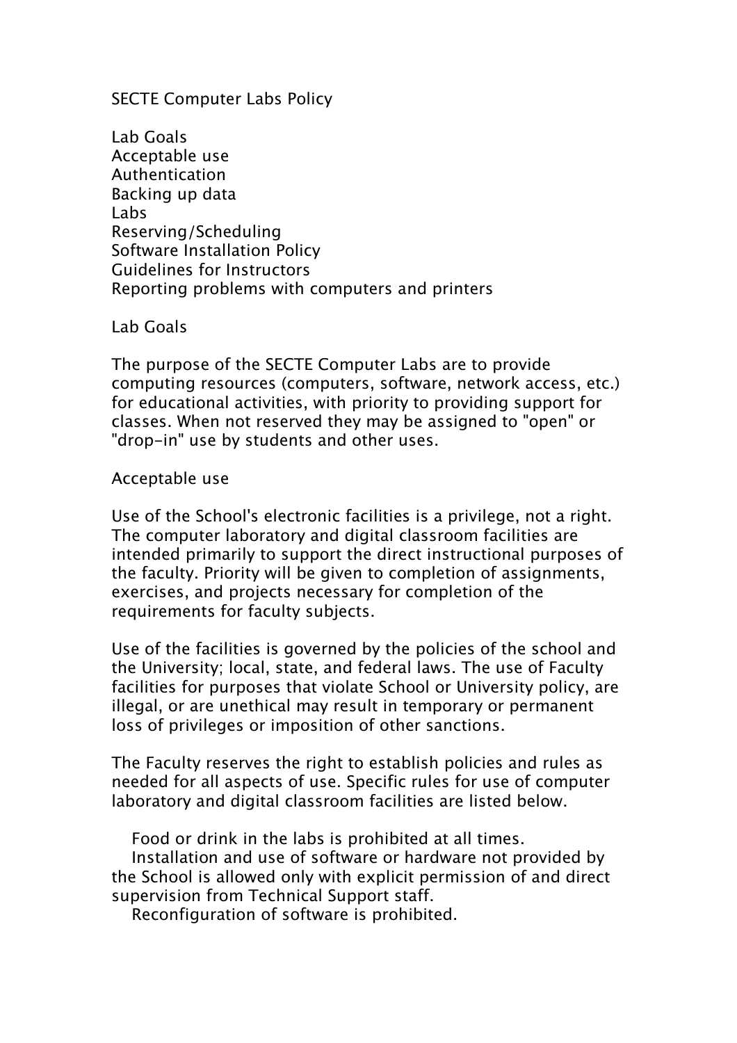# SECTE Computer Labs Policy

- Lab Goals
- Acceptable use
- Authentication
- Backing up data
- Labs
- Reserving/Scheduling
- Software Installation Policy
- Guidelines for Instructors
- Reporting problems with computers and printers

## Lab Goals

The purpose of the SECTE Computer Labs are to provide computing resources (computers, software, network access, etc.) for educational activities, with priority to providing support for classes. When not reserved they may be assigned to "open" or "drop-in" use by students and other uses.

## Acceptable use

Use of the School's electronic facilities is a privilege, not a right. The computer laboratory and digital classroom facilities are intended primarily to support the direct instructional purposes of the faculty. Priority will be given to completion of assignments, exercises, and projects necessary for completion of the requirements for faculty subjects.

Use of the facilities is governed by the policies of the school and the University; local, state, and federal laws. The use of Faculty facilities for purposes that violate School or University policy, are illegal, or are unethical may result in temporary or permanent loss of privileges or imposition of other sanctions.

The Faculty reserves the right to establish policies and rules as needed for all aspects of use. Specific rules for use of computer laboratory and digital classroom facilities are listed below.

- Food or drink in the labs is prohibited at all times.
- Installation and use of software or hardware not provided by the School is allowed only with explicit permission of and direct supervision from Technical Support staff.
- Reconfiguration of software is prohibited.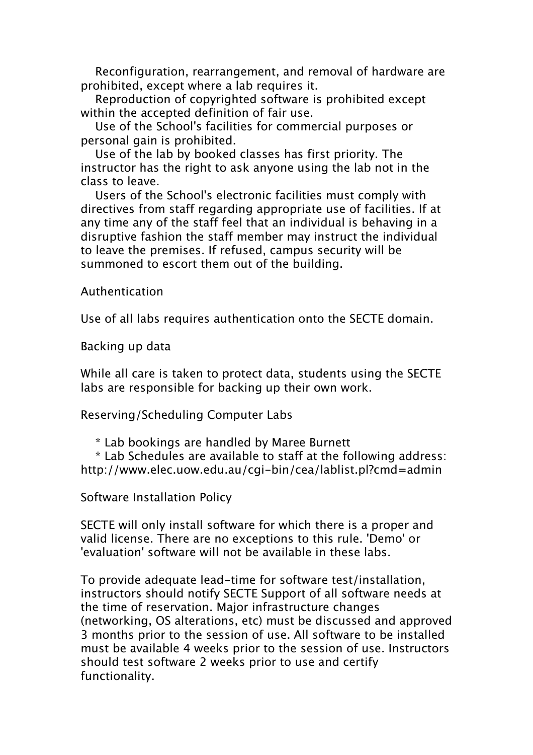Reconfiguration, rearrangement, and removal of hardware are prohibited, except where a lab requires it.

Reproduction of copyrighted software is prohibited except within the accepted definition of fair use.

Use of the School's facilities for commercial purposes or personal gain is prohibited.

Use of the lab by booked classes has first priority. The instructor has the right to ask anyone using the lab not in the class to leave.

Users of the School's electronic facilities must comply with directives from staff regarding appropriate use of facilities. If at any time any of the staff feel that an individual is behaving in a disruptive fashion the staff member may instruct the individual to leave the premises. If refused, campus security will be summoned to escort them out of the building.

## Authentication

Use of all labs requires authentication onto the SECTE domain.

## Backing up data

While all care is taken to protect data, students using the SECTE labs are responsible for backing up their own work.

## Reserving/Scheduling Computer Labs

* Lab bookings are handled by Maree Burnett
* Lab Schedules are available to staff at the following address: http://www.elec.uow.edu.au/cgi-bin/cea/lablist.pl?cmd=admin

## Software Installation Policy

SECTE will only install software for which there is a proper and valid license. There are no exceptions to this rule. 'Demo' or 'evaluation' software will not be available in these labs.

To provide adequate lead-time for software test/installation, instructors should notify SECTE Support of all software needs at the time of reservation. Major infrastructure changes (networking, OS alterations, etc) must be discussed and approved 3 months prior to the session of use. All software to be installed must be available 4 weeks prior to the session of use. Instructors should test software 2 weeks prior to use and certify functionality.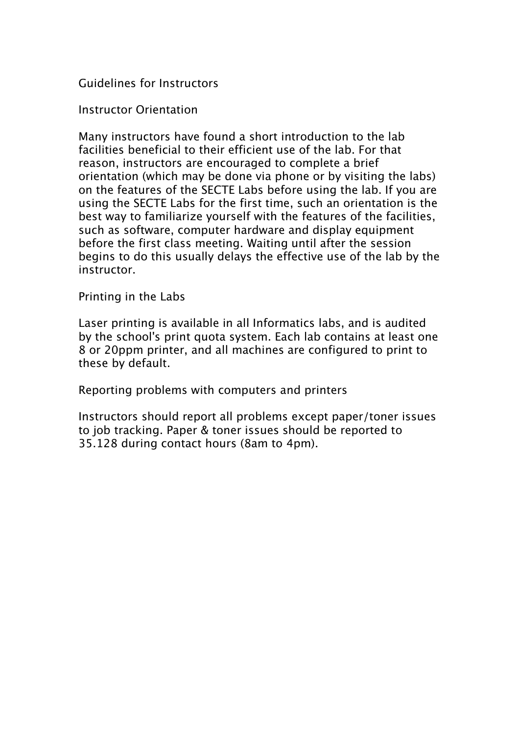# Guidelines for Instructors

## Instructor Orientation

Many instructors have found a short introduction to the lab facilities beneficial to their efficient use of the lab. For that reason, instructors are encouraged to complete a brief orientation (which may be done via phone or by visiting the labs) on the features of the SECTE Labs before using the lab. If you are using the SECTE Labs for the first time, such an orientation is the best way to familiarize yourself with the features of the facilities, such as software, computer hardware and display equipment before the first class meeting. Waiting until after the session begins to do this usually delays the effective use of the lab by the instructor.

## Printing in the Labs

Laser printing is available in all Informatics labs, and is audited by the school's print quota system. Each lab contains at least one 8 or 20ppm printer, and all machines are configured to print to these by default.

## Reporting problems with computers and printers

Instructors should report all problems except paper/toner issues to job tracking. Paper & toner issues should be reported to 35.128 during contact hours (8am to 4pm).